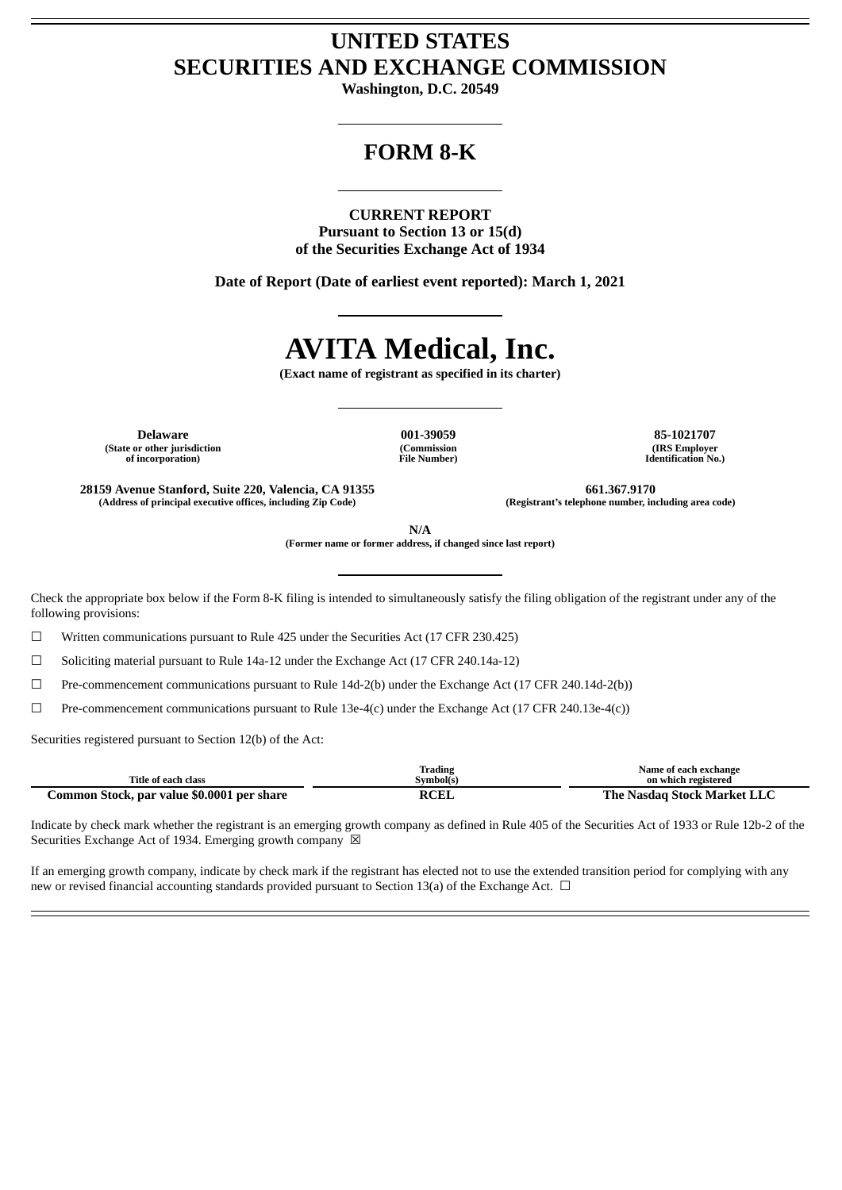# UNITED STATES
# SECURITIES AND EXCHANGE COMMISSION

**Washington, D.C. 20549**

## FORM 8-K

**CURRENT REPORT**
**Pursuant to Section 13 or 15(d)**
**of the Securities Exchange Act of 1934**

**Date of Report (Date of earliest event reported): March 1, 2021**

# AVITA Medical, Inc.

**(Exact name of registrant as specified in its charter)**

| Delaware | 001-39059 | 85-1021707 |
|---|---|---|
| (State or other jurisdiction of incorporation) | (Commission File Number) | (IRS Employer Identification No.) |

| 28159 Avenue Stanford, Suite 220, Valencia, CA 91355 | 661.367.9170 |
|---|---|
| (Address of principal executive offices, including Zip Code) | (Registrant's telephone number, including area code) |

**N/A**
**(Former name or former address, if changed since last report)**

Check the appropriate box below if the Form 8-K filing is intended to simultaneously satisfy the filing obligation of the registrant under any of the following provisions:

☐ Written communications pursuant to Rule 425 under the Securities Act (17 CFR 230.425)

☐ Soliciting material pursuant to Rule 14a-12 under the Exchange Act (17 CFR 240.14a-12)

☐ Pre-commencement communications pursuant to Rule 14d-2(b) under the Exchange Act (17 CFR 240.14d-2(b))

☐ Pre-commencement communications pursuant to Rule 13e-4(c) under the Exchange Act (17 CFR 240.13e-4(c))

Securities registered pursuant to Section 12(b) of the Act:

| Title of each class | Trading Symbol(s) | Name of each exchange on which registered |
|---|---|---|
| **Common Stock, par value $0.0001 per share** | **RCEL** | **The Nasdaq Stock Market LLC** |

Indicate by check mark whether the registrant is an emerging growth company as defined in Rule 405 of the Securities Act of 1933 or Rule 12b-2 of the Securities Exchange Act of 1934. Emerging growth company ☒

If an emerging growth company, indicate by check mark if the registrant has elected not to use the extended transition period for complying with any new or revised financial accounting standards provided pursuant to Section 13(a) of the Exchange Act. ☐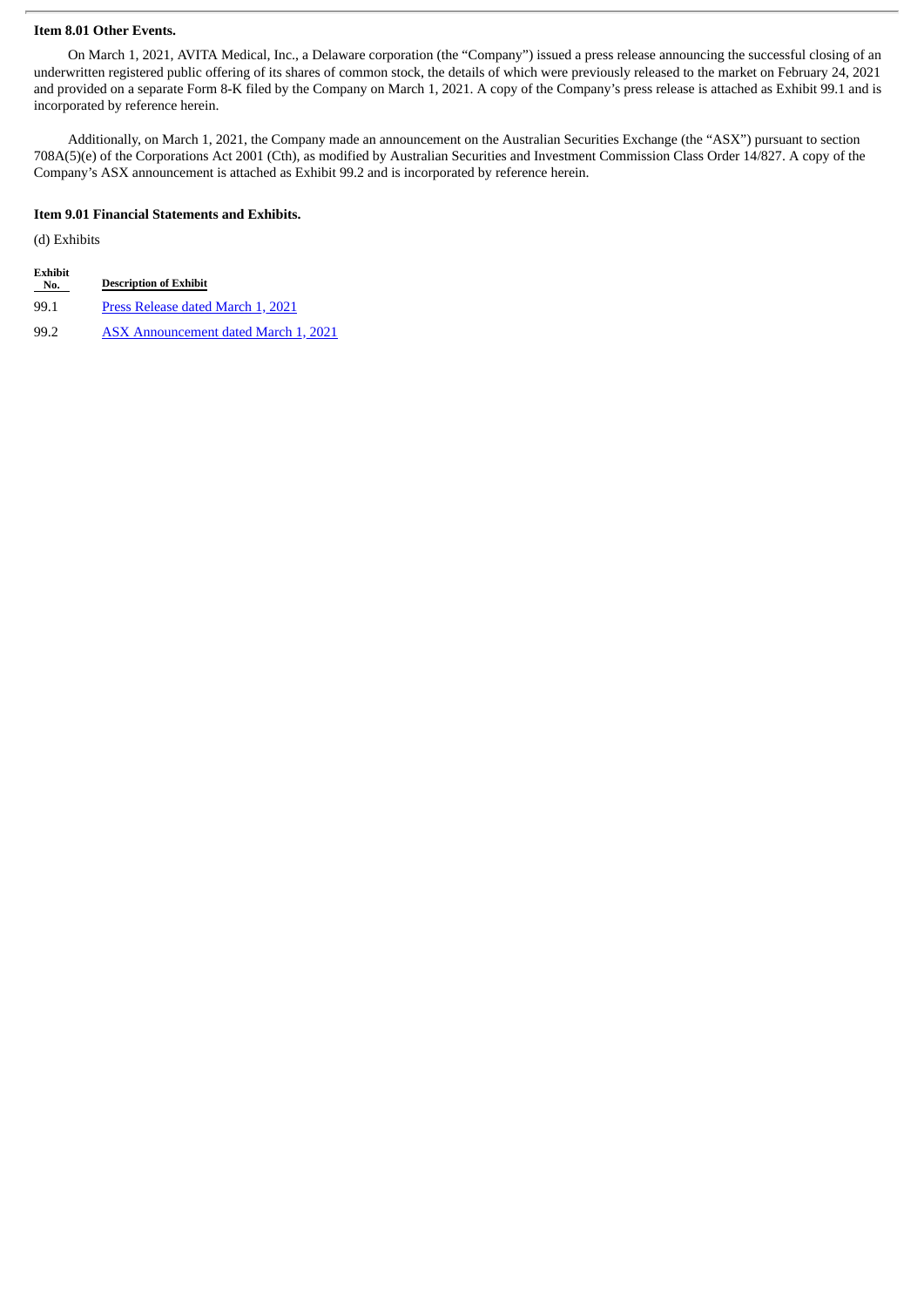**Item 8.01 Other Events.**

On March 1, 2021, AVITA Medical, Inc., a Delaware corporation (the "Company") issued a press release announcing the successful closing of an underwritten registered public offering of its shares of common stock, the details of which were previously released to the market on February 24, 2021 and provided on a separate Form 8-K filed by the Company on March 1, 2021. A copy of the Company's press release is attached as Exhibit 99.1 and is incorporated by reference herein.

Additionally, on March 1, 2021, the Company made an announcement on the Australian Securities Exchange (the "ASX") pursuant to section 708A(5)(e) of the Corporations Act 2001 (Cth), as modified by Australian Securities and Investment Commission Class Order 14/827. A copy of the Company's ASX announcement is attached as Exhibit 99.2 and is incorporated by reference herein.

**Item 9.01 Financial Statements and Exhibits.**

(d) Exhibits

| Exhibit No. | Description of Exhibit |
|---|---|
| 99.1 | Press Release dated March 1, 2021 |
| 99.2 | ASX Announcement dated March 1, 2021 |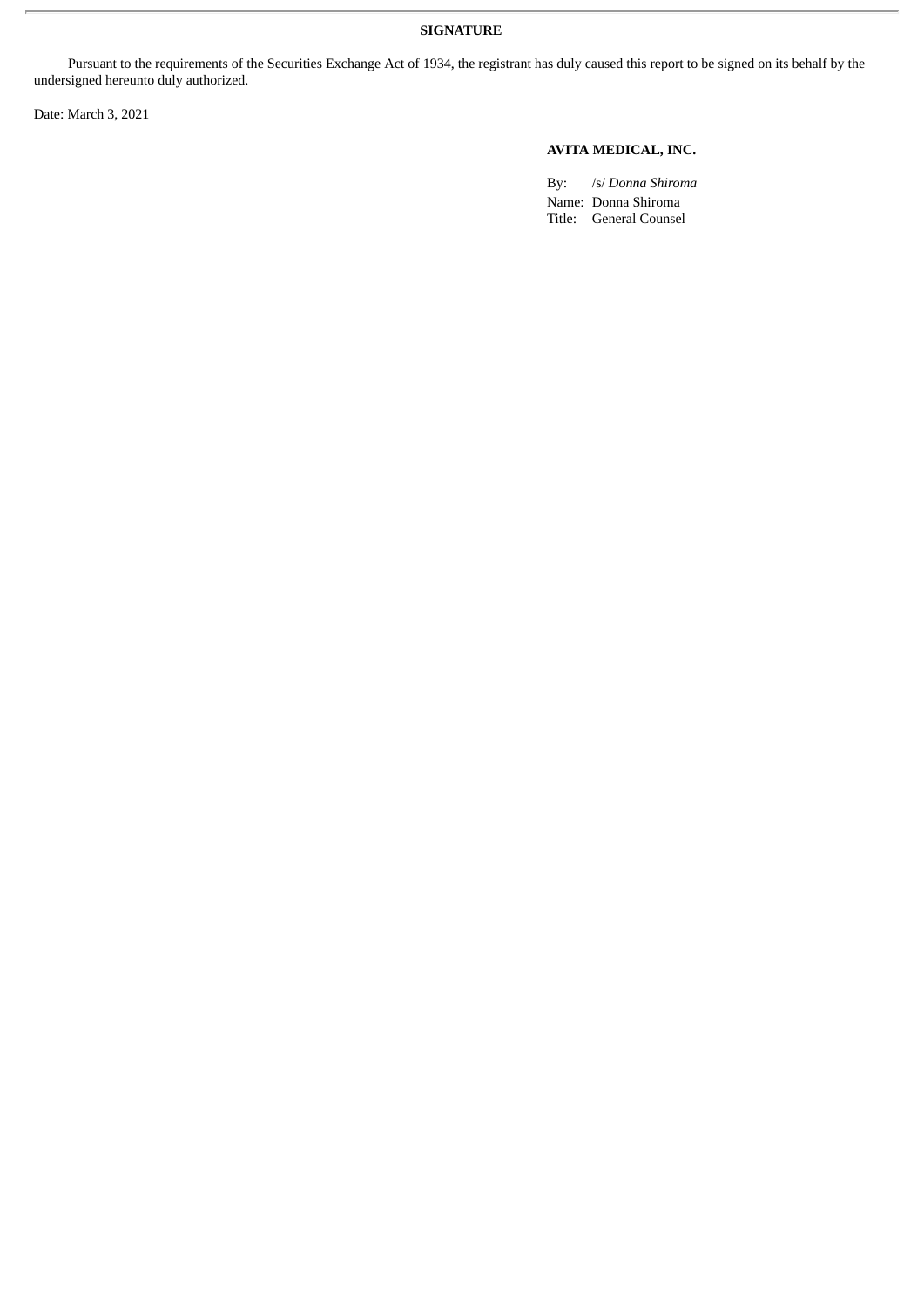**SIGNATURE**

Pursuant to the requirements of the Securities Exchange Act of 1934, the registrant has duly caused this report to be signed on its behalf by the undersigned hereunto duly authorized.

Date: March 3, 2021

**AVITA MEDICAL, INC.**

By: /s/ *Donna Shiroma*

Name: Donna Shiroma

Title: General Counsel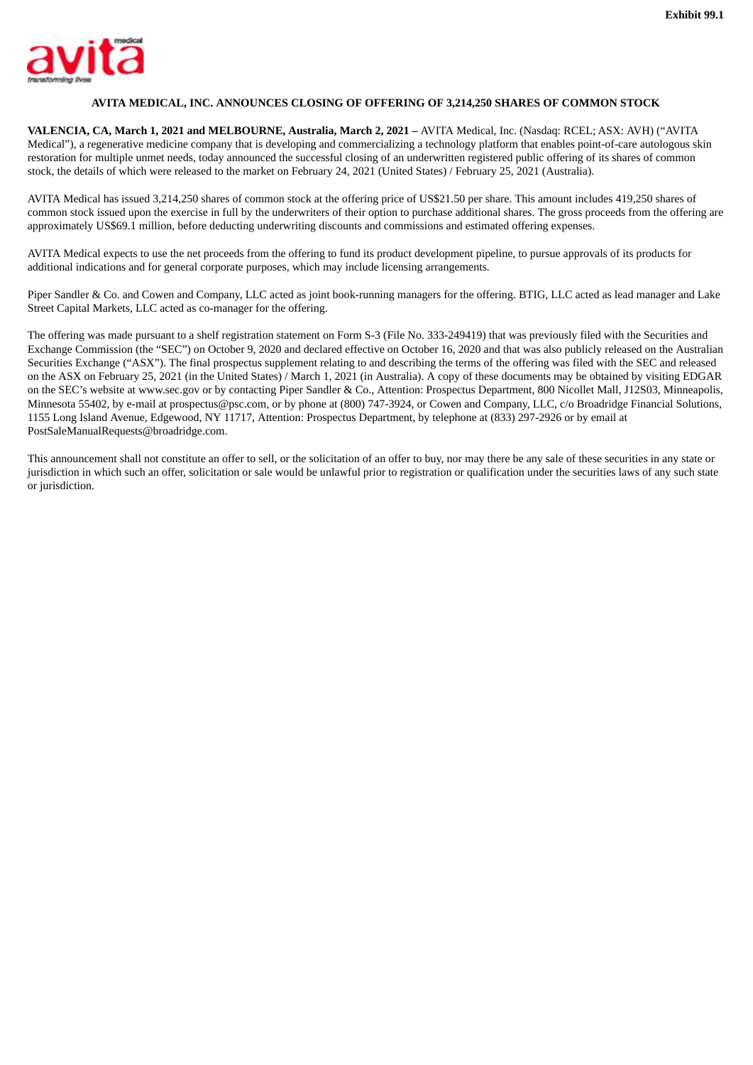Exhibit 99.1

## AVITA MEDICAL, INC. ANNOUNCES CLOSING OF OFFERING OF 3,214,250 SHARES OF COMMON STOCK

**VALENCIA, CA, March 1, 2021 and MELBOURNE, Australia, March 2, 2021 –** AVITA Medical, Inc. (Nasdaq: RCEL; ASX: AVH) ("AVITA Medical"), a regenerative medicine company that is developing and commercializing a technology platform that enables point-of-care autologous skin restoration for multiple unmet needs, today announced the successful closing of an underwritten registered public offering of its shares of common stock, the details of which were released to the market on February 24, 2021 (United States) / February 25, 2021 (Australia).

AVITA Medical has issued 3,214,250 shares of common stock at the offering price of US$21.50 per share. This amount includes 419,250 shares of common stock issued upon the exercise in full by the underwriters of their option to purchase additional shares. The gross proceeds from the offering are approximately US$69.1 million, before deducting underwriting discounts and commissions and estimated offering expenses.

AVITA Medical expects to use the net proceeds from the offering to fund its product development pipeline, to pursue approvals of its products for additional indications and for general corporate purposes, which may include licensing arrangements.

Piper Sandler & Co. and Cowen and Company, LLC acted as joint book-running managers for the offering. BTIG, LLC acted as lead manager and Lake Street Capital Markets, LLC acted as co-manager for the offering.

The offering was made pursuant to a shelf registration statement on Form S-3 (File No. 333-249419) that was previously filed with the Securities and Exchange Commission (the "SEC") on October 9, 2020 and declared effective on October 16, 2020 and that was also publicly released on the Australian Securities Exchange ("ASX"). The final prospectus supplement relating to and describing the terms of the offering was filed with the SEC and released on the ASX on February 25, 2021 (in the United States) / March 1, 2021 (in Australia). A copy of these documents may be obtained by visiting EDGAR on the SEC's website at www.sec.gov or by contacting Piper Sandler & Co., Attention: Prospectus Department, 800 Nicollet Mall, J12S03, Minneapolis, Minnesota 55402, by e-mail at prospectus@psc.com, or by phone at (800) 747-3924, or Cowen and Company, LLC, c/o Broadridge Financial Solutions, 1155 Long Island Avenue, Edgewood, NY 11717, Attention: Prospectus Department, by telephone at (833) 297-2926 or by email at PostSaleManualRequests@broadridge.com.

This announcement shall not constitute an offer to sell, or the solicitation of an offer to buy, nor may there be any sale of these securities in any state or jurisdiction in which such an offer, solicitation or sale would be unlawful prior to registration or qualification under the securities laws of any such state or jurisdiction.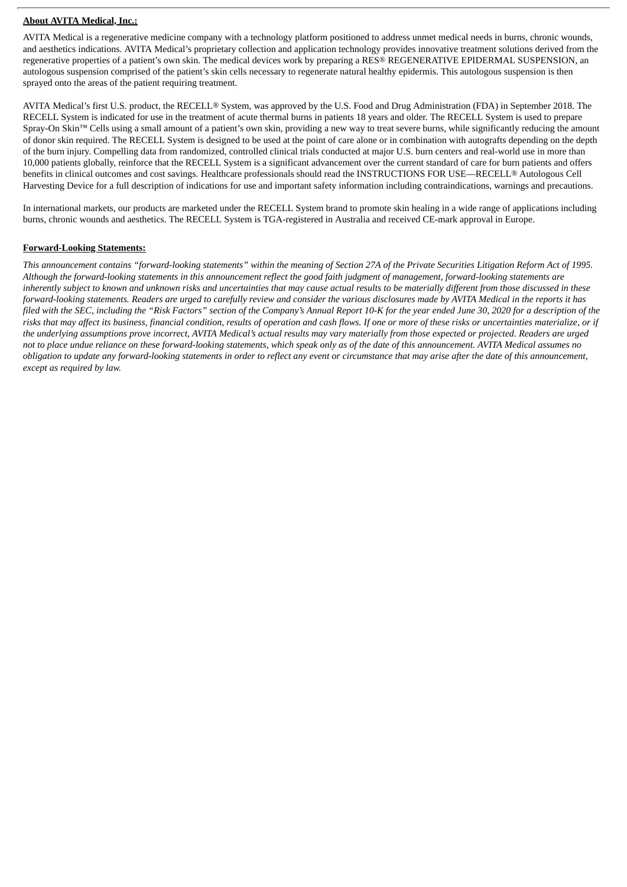**About AVITA Medical, Inc.:**

AVITA Medical is a regenerative medicine company with a technology platform positioned to address unmet medical needs in burns, chronic wounds, and aesthetics indications. AVITA Medical's proprietary collection and application technology provides innovative treatment solutions derived from the regenerative properties of a patient's own skin. The medical devices work by preparing a RES® REGENERATIVE EPIDERMAL SUSPENSION, an autologous suspension comprised of the patient's skin cells necessary to regenerate natural healthy epidermis. This autologous suspension is then sprayed onto the areas of the patient requiring treatment.

AVITA Medical's first U.S. product, the RECELL® System, was approved by the U.S. Food and Drug Administration (FDA) in September 2018. The RECELL System is indicated for use in the treatment of acute thermal burns in patients 18 years and older. The RECELL System is used to prepare Spray-On Skin™ Cells using a small amount of a patient's own skin, providing a new way to treat severe burns, while significantly reducing the amount of donor skin required. The RECELL System is designed to be used at the point of care alone or in combination with autografts depending on the depth of the burn injury. Compelling data from randomized, controlled clinical trials conducted at major U.S. burn centers and real-world use in more than 10,000 patients globally, reinforce that the RECELL System is a significant advancement over the current standard of care for burn patients and offers benefits in clinical outcomes and cost savings. Healthcare professionals should read the INSTRUCTIONS FOR USE—RECELL® Autologous Cell Harvesting Device for a full description of indications for use and important safety information including contraindications, warnings and precautions.

In international markets, our products are marketed under the RECELL System brand to promote skin healing in a wide range of applications including burns, chronic wounds and aesthetics. The RECELL System is TGA-registered in Australia and received CE-mark approval in Europe.

**Forward-Looking Statements:**

*This announcement contains "forward-looking statements" within the meaning of Section 27A of the Private Securities Litigation Reform Act of 1995. Although the forward-looking statements in this announcement reflect the good faith judgment of management, forward-looking statements are inherently subject to known and unknown risks and uncertainties that may cause actual results to be materially different from those discussed in these forward-looking statements. Readers are urged to carefully review and consider the various disclosures made by AVITA Medical in the reports it has filed with the SEC, including the "Risk Factors" section of the Company's Annual Report 10-K for the year ended June 30, 2020 for a description of the risks that may affect its business, financial condition, results of operation and cash flows. If one or more of these risks or uncertainties materialize, or if the underlying assumptions prove incorrect, AVITA Medical's actual results may vary materially from those expected or projected. Readers are urged not to place undue reliance on these forward-looking statements, which speak only as of the date of this announcement. AVITA Medical assumes no obligation to update any forward-looking statements in order to reflect any event or circumstance that may arise after the date of this announcement, except as required by law.*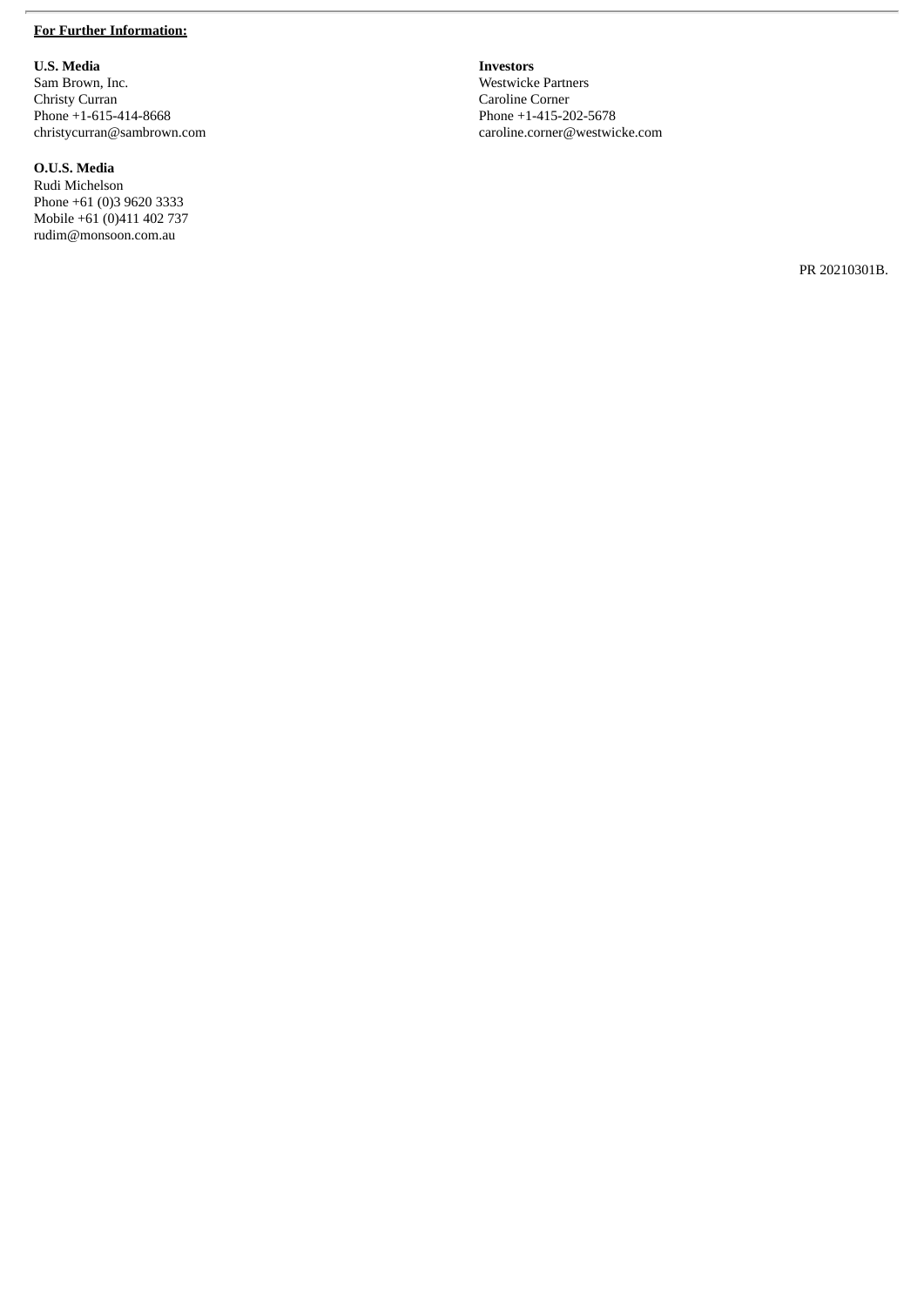**For Further Information:**

**U.S. Media**
Sam Brown, Inc.
Christy Curran
Phone +1-615-414-8668
christycurran@sambrown.com

**O.U.S. Media**
Rudi Michelson
Phone +61 (0)3 9620 3333
Mobile +61 (0)411 402 737
rudim@monsoon.com.au

**Investors**
Westwicke Partners
Caroline Corner
Phone +1-415-202-5678
caroline.corner@westwicke.com

PR 20210301B.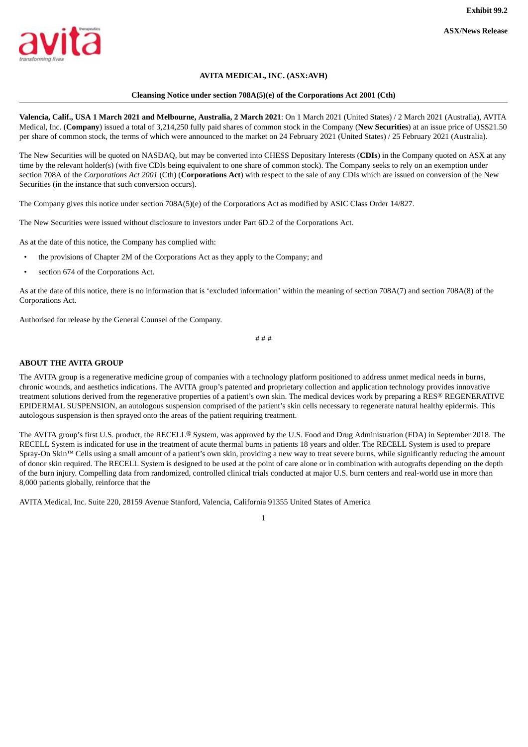Exhibit 99.2

ASX/News Release

**AVITA MEDICAL, INC. (ASX:AVH)**

**Cleansing Notice under section 708A(5)(e) of the Corporations Act 2001 (Cth)**

---

**Valencia, Calif., USA 1 March 2021 and Melbourne, Australia, 2 March 2021**: On 1 March 2021 (United States) / 2 March 2021 (Australia), AVITA Medical, Inc. (**Company**) issued a total of 3,214,250 fully paid shares of common stock in the Company (**New Securities**) at an issue price of US$21.50 per share of common stock, the terms of which were announced to the market on 24 February 2021 (United States) / 25 February 2021 (Australia).

The New Securities will be quoted on NASDAQ, but may be converted into CHESS Depositary Interests (**CDIs**) in the Company quoted on ASX at any time by the relevant holder(s) (with five CDIs being equivalent to one share of common stock). The Company seeks to rely on an exemption under section 708A of the *Corporations Act 2001* (Cth) (**Corporations Act**) with respect to the sale of any CDIs which are issued on conversion of the New Securities (in the instance that such conversion occurs).

The Company gives this notice under section 708A(5)(e) of the Corporations Act as modified by ASIC Class Order 14/827.

The New Securities were issued without disclosure to investors under Part 6D.2 of the Corporations Act.

As at the date of this notice, the Company has complied with:

- the provisions of Chapter 2M of the Corporations Act as they apply to the Company; and
- section 674 of the Corporations Act.

As at the date of this notice, there is no information that is 'excluded information' within the meaning of section 708A(7) and section 708A(8) of the Corporations Act.

Authorised for release by the General Counsel of the Company.

# # #

**ABOUT THE AVITA GROUP**

The AVITA group is a regenerative medicine group of companies with a technology platform positioned to address unmet medical needs in burns, chronic wounds, and aesthetics indications. The AVITA group's patented and proprietary collection and application technology provides innovative treatment solutions derived from the regenerative properties of a patient's own skin. The medical devices work by preparing a RES® REGENERATIVE EPIDERMAL SUSPENSION, an autologous suspension comprised of the patient's skin cells necessary to regenerate natural healthy epidermis. This autologous suspension is then sprayed onto the areas of the patient requiring treatment.

The AVITA group's first U.S. product, the RECELL® System, was approved by the U.S. Food and Drug Administration (FDA) in September 2018. The RECELL System is indicated for use in the treatment of acute thermal burns in patients 18 years and older. The RECELL System is used to prepare Spray-On Skin™ Cells using a small amount of a patient's own skin, providing a new way to treat severe burns, while significantly reducing the amount of donor skin required. The RECELL System is designed to be used at the point of care alone or in combination with autografts depending on the depth of the burn injury. Compelling data from randomized, controlled clinical trials conducted at major U.S. burn centers and real-world use in more than 8,000 patients globally, reinforce that the

AVITA Medical, Inc. Suite 220, 28159 Avenue Stanford, Valencia, California 91355 United States of America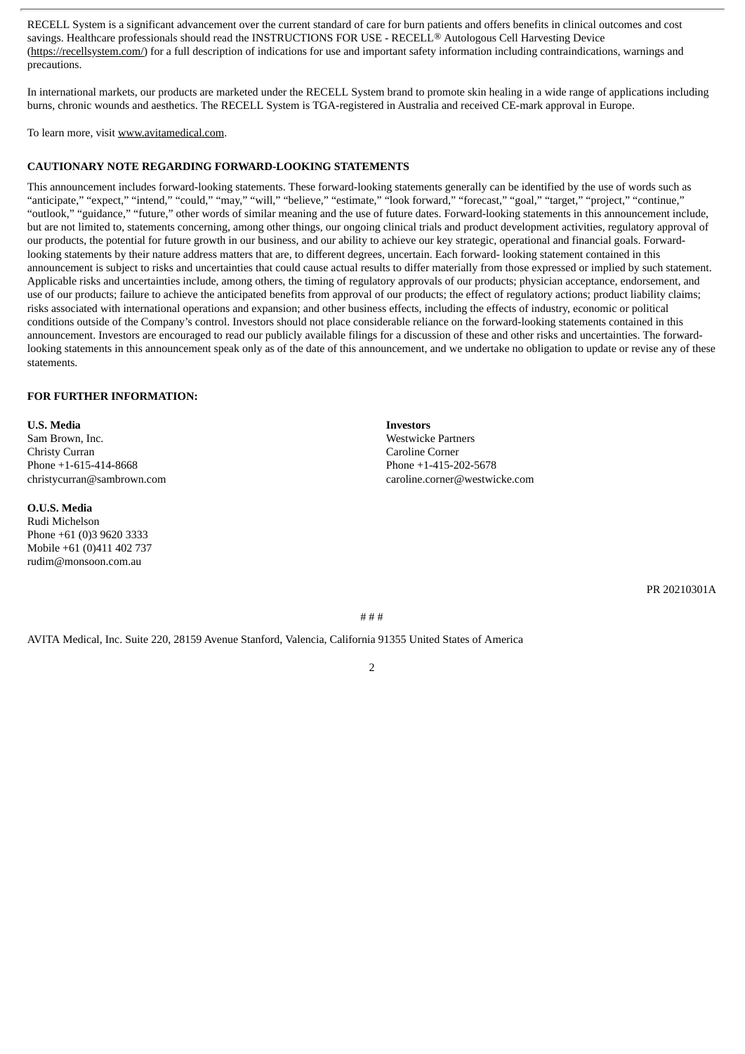RECELL System is a significant advancement over the current standard of care for burn patients and offers benefits in clinical outcomes and cost savings. Healthcare professionals should read the INSTRUCTIONS FOR USE - RECELL® Autologous Cell Harvesting Device (https://recellsystem.com/) for a full description of indications for use and important safety information including contraindications, warnings and precautions.

In international markets, our products are marketed under the RECELL System brand to promote skin healing in a wide range of applications including burns, chronic wounds and aesthetics. The RECELL System is TGA-registered in Australia and received CE-mark approval in Europe.

To learn more, visit www.avitamedical.com.

**CAUTIONARY NOTE REGARDING FORWARD-LOOKING STATEMENTS**

This announcement includes forward-looking statements. These forward-looking statements generally can be identified by the use of words such as "anticipate," "expect," "intend," "could," "may," "will," "believe," "estimate," "look forward," "forecast," "goal," "target," "project," "continue," "outlook," "guidance," "future," other words of similar meaning and the use of future dates. Forward-looking statements in this announcement include, but are not limited to, statements concerning, among other things, our ongoing clinical trials and product development activities, regulatory approval of our products, the potential for future growth in our business, and our ability to achieve our key strategic, operational and financial goals. Forward-looking statements by their nature address matters that are, to different degrees, uncertain. Each forward- looking statement contained in this announcement is subject to risks and uncertainties that could cause actual results to differ materially from those expressed or implied by such statement. Applicable risks and uncertainties include, among others, the timing of regulatory approvals of our products; physician acceptance, endorsement, and use of our products; failure to achieve the anticipated benefits from approval of our products; the effect of regulatory actions; product liability claims; risks associated with international operations and expansion; and other business effects, including the effects of industry, economic or political conditions outside of the Company's control. Investors should not place considerable reliance on the forward-looking statements contained in this announcement. Investors are encouraged to read our publicly available filings for a discussion of these and other risks and uncertainties. The forward-looking statements in this announcement speak only as of the date of this announcement, and we undertake no obligation to update or revise any of these statements.

**FOR FURTHER INFORMATION:**

**U.S. Media**
Sam Brown, Inc.
Christy Curran
Phone +1-615-414-8668
christycurran@sambrown.com

**Investors**
Westwicke Partners
Caroline Corner
Phone +1-415-202-5678
caroline.corner@westwicke.com

**O.U.S. Media**
Rudi Michelson
Phone +61 (0)3 9620 3333
Mobile +61 (0)411 402 737
rudim@monsoon.com.au

PR 20210301A

# # #

AVITA Medical, Inc. Suite 220, 28159 Avenue Stanford, Valencia, California 91355 United States of America